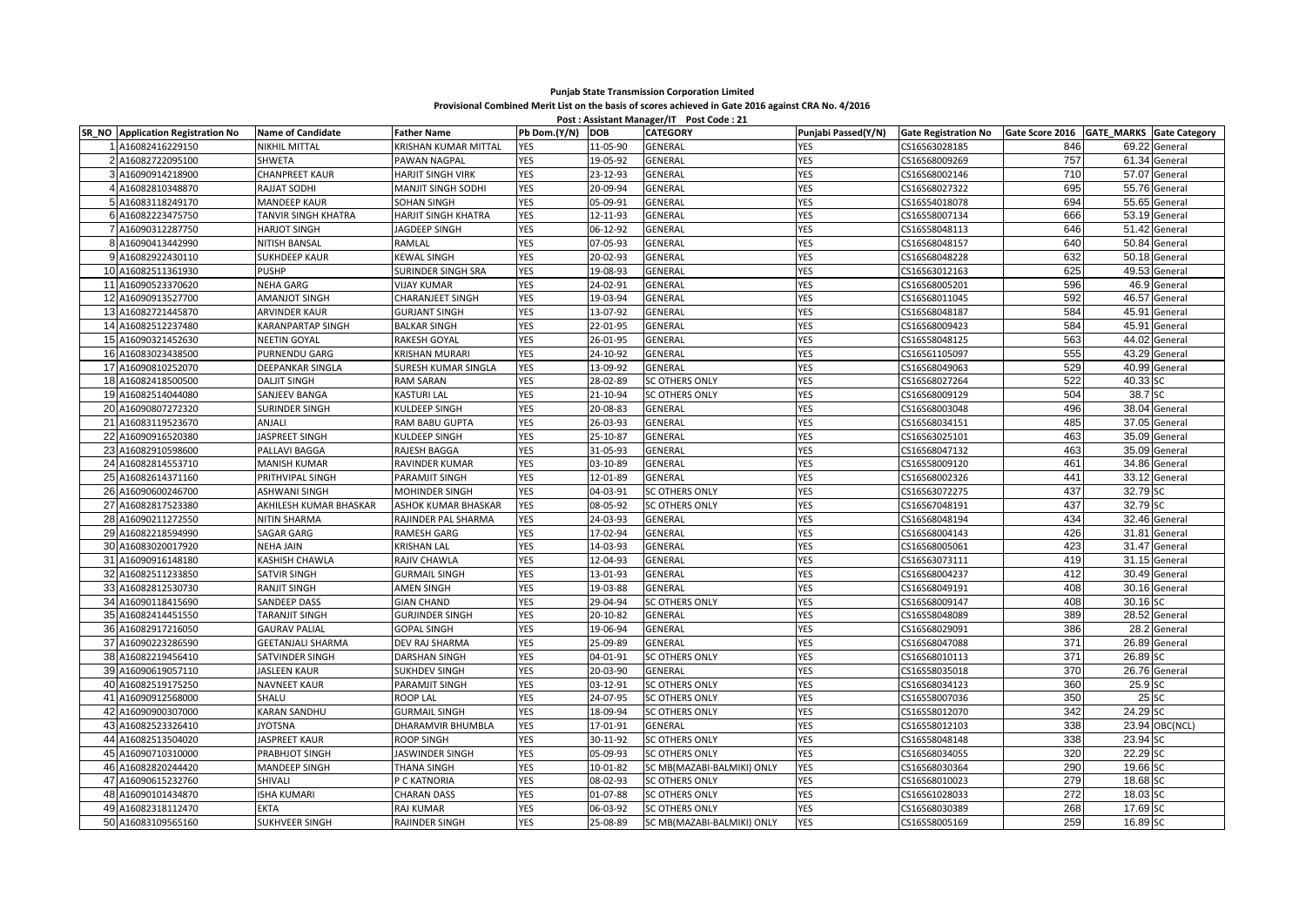**Punjab State Transmission Corporation Limited**

**Provisional Combined Merit List on the basis of scores achieved in Gate 2016 against CRA No. 4/2016**

**Post : Assistant Manager/IT Post Code : 21**

| SR_NO | Application Registration No | Name of Candidate | Father Name | Pb Dom.(Y/N) | DOB | CATEGORY | Punjabi Passed(Y/N) | Gate Registration No | Gate Score 2016 | GATE_MARKS | Gate Category |
|---|---|---|---|---|---|---|---|---|---|---|---|
| 1 | A16082416229150 | NIKHIL MITTAL | KRISHAN KUMAR MITTAL | YES | 11-05-90 | GENERAL | YES | CS16S63028185 | 846 | 69.22 | General |
| 2 | A16082722095100 | SHWETA | PAWAN NAGPAL | YES | 19-05-92 | GENERAL | YES | CS16S68009269 | 757 | 61.34 | General |
| 3 | A16090914218900 | CHANPREET KAUR | HARJIT SINGH VIRK | YES | 23-12-93 | GENERAL | YES | CS16S68002146 | 710 | 57.07 | General |
| 4 | A16082810348870 | RAJJAT SODHI | MANJIT SINGH SODHI | YES | 20-09-94 | GENERAL | YES | CS16S68027322 | 695 | 55.76 | General |
| 5 | A16083118249170 | MANDEEP KAUR | SOHAN SINGH | YES | 05-09-91 | GENERAL | YES | CS16S54018078 | 694 | 55.65 | General |
| 6 | A16082223475750 | TANVIR SINGH KHATRA | HARJIT SINGH KHATRA | YES | 12-11-93 | GENERAL | YES | CS16S58007134 | 666 | 53.19 | General |
| 7 | A16090312287750 | HARJOT SINGH | JAGDEEP SINGH | YES | 06-12-92 | GENERAL | YES | CS16S58048113 | 646 | 51.42 | General |
| 8 | A16090413442990 | NITISH BANSAL | RAMLAL | YES | 07-05-93 | GENERAL | YES | CS16S68048157 | 640 | 50.84 | General |
| 9 | A16082922430110 | SUKHDEEP KAUR | KEWAL SINGH | YES | 20-02-93 | GENERAL | YES | CS16S68048228 | 632 | 50.18 | General |
| 10 | A16082511361930 | PUSHP | SURINDER SINGH SRA | YES | 19-08-93 | GENERAL | YES | CS16S63012163 | 625 | 49.53 | General |
| 11 | A16090523370620 | NEHA GARG | VIJAY KUMAR | YES | 24-02-91 | GENERAL | YES | CS16S68005201 | 596 | 46.9 | General |
| 12 | A16090913527700 | AMANJOT SINGH | CHARANJEET SINGH | YES | 19-03-94 | GENERAL | YES | CS16S68011045 | 592 | 46.57 | General |
| 13 | A16082721445870 | ARVINDER KAUR | GURJANT SINGH | YES | 13-07-92 | GENERAL | YES | CS16S68048187 | 584 | 45.91 | General |
| 14 | A16082512237480 | KARANPARTAP SINGH | BALKAR SINGH | YES | 22-01-95 | GENERAL | YES | CS16S68009423 | 584 | 45.91 | General |
| 15 | A16090321452630 | NEETIN GOYAL | RAKESH GOYAL | YES | 26-01-95 | GENERAL | YES | CS16S58048125 | 563 | 44.02 | General |
| 16 | A16083023438500 | PURNENDU GARG | KRISHAN MURARI | YES | 24-10-92 | GENERAL | YES | CS16S61105097 | 555 | 43.29 | General |
| 17 | A16090810252070 | DEEPANKAR SINGLA | SURESH KUMAR SINGLA | YES | 13-09-92 | GENERAL | YES | CS16S68049063 | 529 | 40.99 | General |
| 18 | A16082418500500 | DALJIT SINGH | RAM SARAN | YES | 28-02-89 | SC OTHERS ONLY | YES | CS16S68027264 | 522 | 40.33 | SC |
| 19 | A16082514044080 | SANJEEV BANGA | KASTURI LAL | YES | 21-10-94 | SC OTHERS ONLY | YES | CS16S68009129 | 504 | 38.7 | SC |
| 20 | A16090807272320 | SURINDER SINGH | KULDEEP SINGH | YES | 20-08-83 | GENERAL | YES | CS16S68003048 | 496 | 38.04 | General |
| 21 | A16083119523670 | ANJALI | RAM BABU GUPTA | YES | 26-03-93 | GENERAL | YES | CS16S68034151 | 485 | 37.05 | General |
| 22 | A16090916520380 | JASPREET SINGH | KULDEEP SINGH | YES | 25-10-87 | GENERAL | YES | CS16S63025101 | 463 | 35.09 | General |
| 23 | A16082910598600 | PALLAVI BAGGA | RAJESH BAGGA | YES | 31-05-93 | GENERAL | YES | CS16S68047132 | 463 | 35.09 | General |
| 24 | A16082814553710 | MANISH KUMAR | RAVINDER KUMAR | YES | 03-10-89 | GENERAL | YES | CS16S58009120 | 461 | 34.86 | General |
| 25 | A16082614371160 | PRITHVIPAL SINGH | PARAMJIT SINGH | YES | 12-01-89 | GENERAL | YES | CS16S68002326 | 441 | 33.12 | General |
| 26 | A16090600246700 | ASHWANI SINGH | MOHINDER SINGH | YES | 04-03-91 | SC OTHERS ONLY | YES | CS16S63072275 | 437 | 32.79 | SC |
| 27 | A16082817523380 | AKHILESH KUMAR BHASKAR | ASHOK KUMAR BHASKAR | YES | 08-05-92 | SC OTHERS ONLY | YES | CS16S67048191 | 437 | 32.79 | SC |
| 28 | A16090211272550 | NITIN SHARMA | RAJINDER PAL SHARMA | YES | 24-03-93 | GENERAL | YES | CS16S68048194 | 434 | 32.46 | General |
| 29 | A16082218594990 | SAGAR GARG | RAMESH GARG | YES | 17-02-94 | GENERAL | YES | CS16S68004143 | 426 | 31.81 | General |
| 30 | A16083020017920 | NEHA JAIN | KRISHAN LAL | YES | 14-03-93 | GENERAL | YES | CS16S68005061 | 423 | 31.47 | General |
| 31 | A16090916148180 | KASHISH CHAWLA | RAJIV CHAWLA | YES | 12-04-93 | GENERAL | YES | CS16S63073111 | 419 | 31.15 | General |
| 32 | A16082511233850 | SATVIR SINGH | GURMAIL SINGH | YES | 13-01-93 | GENERAL | YES | CS16S68004237 | 412 | 30.49 | General |
| 33 | A16082812530730 | RANJIT SINGH | AMEN SINGH | YES | 19-03-88 | GENERAL | YES | CS16S68049191 | 408 | 30.16 | General |
| 34 | A16090118415690 | SANDEEP DASS | GIAN CHAND | YES | 29-04-94 | SC OTHERS ONLY | YES | CS16S68009147 | 408 | 30.16 | SC |
| 35 | A16082414451550 | TARANJIT SINGH | GURJINDER SINGH | YES | 20-10-82 | GENERAL | YES | CS16S58048089 | 389 | 28.52 | General |
| 36 | A16082917216050 | GAURAV PALIAL | GOPAL SINGH | YES | 19-06-94 | GENERAL | YES | CS16S68029091 | 386 | 28.2 | General |
| 37 | A16090223286590 | GEETANJALI SHARMA | DEV RAJ SHARMA | YES | 25-09-89 | GENERAL | YES | CS16S68047088 | 371 | 26.89 | General |
| 38 | A16082219456410 | SATVINDER SINGH | DARSHAN SINGH | YES | 04-01-91 | SC OTHERS ONLY | YES | CS16S68010113 | 371 | 26.89 | SC |
| 39 | A16090619057110 | JASLEEN KAUR | SUKHDEV SINGH | YES | 20-03-90 | GENERAL | YES | CS16S58035018 | 370 | 26.76 | General |
| 40 | A16082519175250 | NAVNEET KAUR | PARAMJIT SINGH | YES | 03-12-91 | SC OTHERS ONLY | YES | CS16S68034123 | 360 | 25.9 | SC |
| 41 | A16090912568000 | SHALU | ROOP LAL | YES | 24-07-95 | SC OTHERS ONLY | YES | CS16S58007036 | 350 | 25 | SC |
| 42 | A16090900307000 | KARAN SANDHU | GURMAIL SINGH | YES | 18-09-94 | SC OTHERS ONLY | YES | CS16S58012070 | 342 | 24.29 | SC |
| 43 | A16082523326410 | JYOTSNA | DHARAMVIR BHUMBLA | YES | 17-01-91 | GENERAL | YES | CS16S58012103 | 338 | 23.94 | OBC(NCL) |
| 44 | A16082513504020 | JASPREET KAUR | ROOP SINGH | YES | 30-11-92 | SC OTHERS ONLY | YES | CS16S58048148 | 338 | 23.94 | SC |
| 45 | A16090710310000 | PRABHJOT SINGH | JASWINDER SINGH | YES | 05-09-93 | SC OTHERS ONLY | YES | CS16S68034055 | 320 | 22.29 | SC |
| 46 | A16082820244420 | MANDEEP SINGH | THANA SINGH | YES | 10-01-82 | SC MB(MAZABI-BALMIKI) ONLY | YES | CS16S68030364 | 290 | 19.66 | SC |
| 47 | A16090615232760 | SHIVALI | P C KATNORIA | YES | 08-02-93 | SC OTHERS ONLY | YES | CS16S68010023 | 279 | 18.68 | SC |
| 48 | A16090101434870 | ISHA KUMARI | CHARAN DASS | YES | 01-07-88 | SC OTHERS ONLY | YES | CS16S61028033 | 272 | 18.03 | SC |
| 49 | A16082318112470 | EKTA | RAJ KUMAR | YES | 06-03-92 | SC OTHERS ONLY | YES | CS16S68030389 | 268 | 17.69 | SC |
| 50 | A16083109565160 | SUKHVEER SINGH | RAJINDER SINGH | YES | 25-08-89 | SC MB(MAZABI-BALMIKI) ONLY | YES | CS16S58005169 | 259 | 16.89 | SC |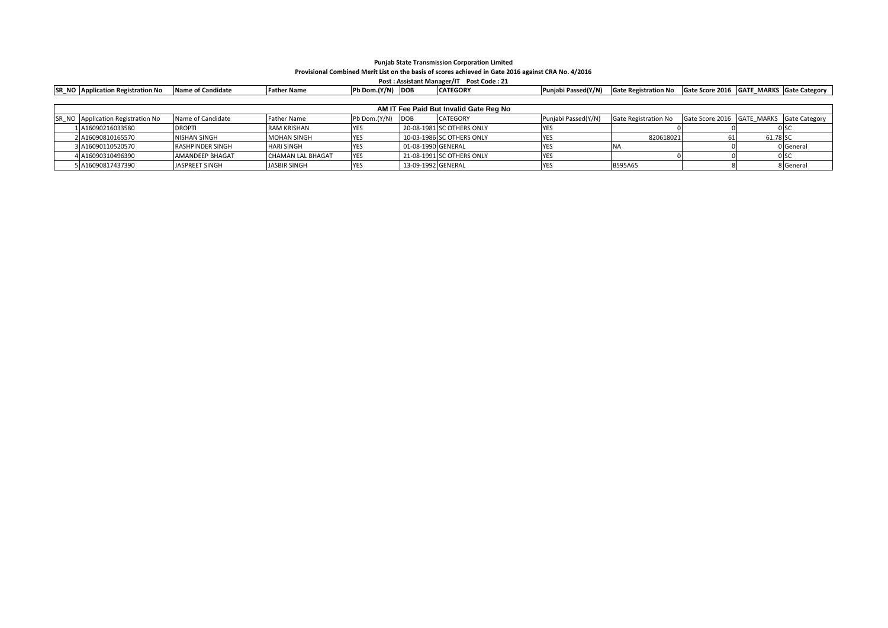**Punjab State Transmission Corporation Limited**

**Provisional Combined Merit List on the basis of scores achieved in Gate 2016 against CRA No. 4/2016**

**Post : Assistant Manager/IT Post Code : 21**

| SR_NO | Application Registration No | Name of Candidate | Father Name | Pb Dom.(Y/N) | DOB | CATEGORY | Punjabi Passed(Y/N) | Gate Registration No | Gate Score 2016 | GATE_MARKS | Gate Category |
|---|---|---|---|---|---|---|---|---|---|---|---|

**AM IT Fee Paid But Invalid Gate Reg No**

| SR_NO | Application Registration No | Name of Candidate | Father Name | Pb Dom.(Y/N) | DOB | CATEGORY | Punjabi Passed(Y/N) | Gate Registration No | Gate Score 2016 | GATE_MARKS | Gate Category |
|---|---|---|---|---|---|---|---|---|---|---|---|
| 1 | A16090216033580 | DROPTI | RAM KRISHAN | YES | 20-08-1981 | SC OTHERS ONLY | YES | 0 | 0 | 0 | SC |
| 2 | A16090810165570 | NISHAN SINGH | MOHAN SINGH | YES | 10-03-1986 | SC OTHERS ONLY | YES | 820618021 | 61 | 61.78 | SC |
| 3 | A16090110520570 | RASHPINDER SINGH | HARI SINGH | YES | 01-08-1990 | GENERAL | YES | NA | 0 | 0 | General |
| 4 | A16090310496390 | AMANDEEP BHAGAT | CHAMAN LAL BHAGAT | YES | 21-08-1991 | SC OTHERS ONLY | YES | 0 | 0 | 0 | SC |
| 5 | A16090817437390 | JASPREET SINGH | JASBIR SINGH | YES | 13-09-1992 | GENERAL | YES | B595A65 | 8 | 8 | General |